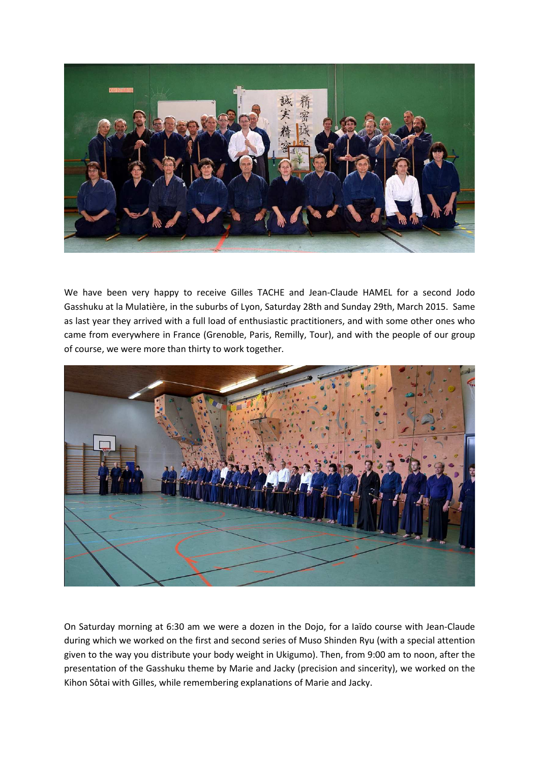We have been very happy to receive Gilles TACHE and Jean-Claude HAMEL for a second Jodo Gasshuku at la Mulatière, in the suburbs of Lyon, Saturday 28th and Sunday 29th, March 2015. Same as last year they arrived with a full load of enthusiastic practitioners, and with some other ones who came from everywhere in France (Grenoble, Paris, Remilly, Tour), and with the people of our group of course, we were more than thirty to work together.

On Saturday morning at 6:30 am we were a dozen in the Dojo, for a Iaïdo course with Jean-Claude during which we worked on the first and second series of Muso Shinden Ryu (with a special attention given to the way you distribute your body weight in Ukigumo). Then, from 9:00 am to noon, after the presentation of the Gasshuku theme by Marie and Jacky (precision and sincerity), we worked on the Kihon Sôtai with Gilles, while remembering explanations of Marie and Jacky.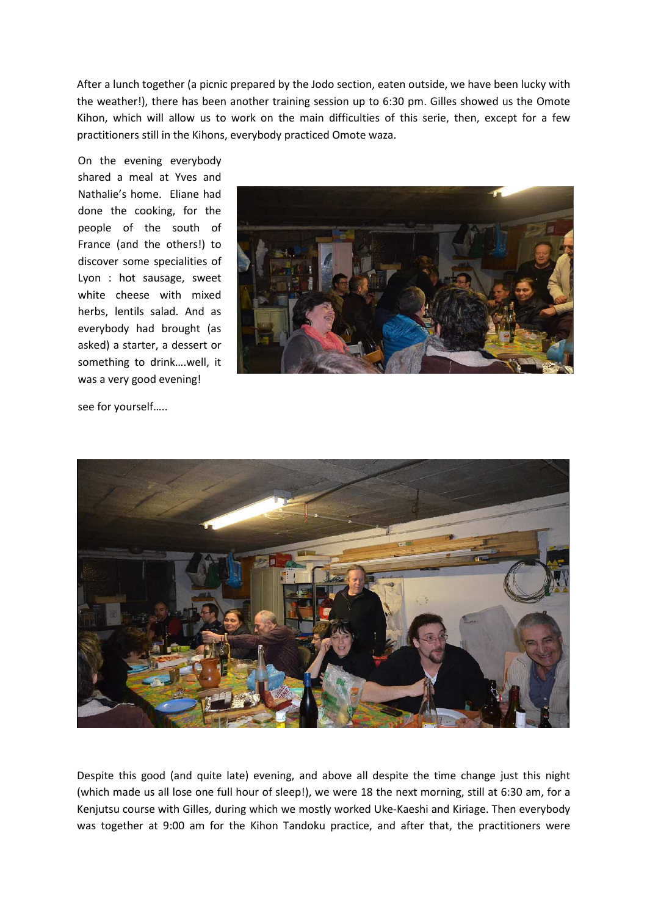After a lunch together (a picnic prepared by the Jodo section, eaten outside, we have been lucky with the weather!), there has been another training session up to 6:30 pm. Gilles showed us the Omote Kihon, which will allow us to work on the main difficulties of this serie, then, except for a few practitioners still in the Kihons, everybody practiced Omote waza.

On the evening everybody shared a meal at Yves and Nathalie's home. Eliane had done the cooking, for the people of the south of France (and the others!) to discover some specialities of Lyon : hot sausage, sweet white cheese with mixed herbs, lentils salad. And as everybody had brought (as asked) a starter, a dessert or something to drink….well, it was a very good evening!

see for yourself…..

Despite this good (and quite late) evening, and above all despite the time change just this night (which made us all lose one full hour of sleep!), we were 18 the next morning, still at 6:30 am, for a Kenjutsu course with Gilles, during which we mostly worked Uke-Kaeshi and Kiriage. Then everybody was together at 9:00 am for the Kihon Tandoku practice, and after that, the practitioners were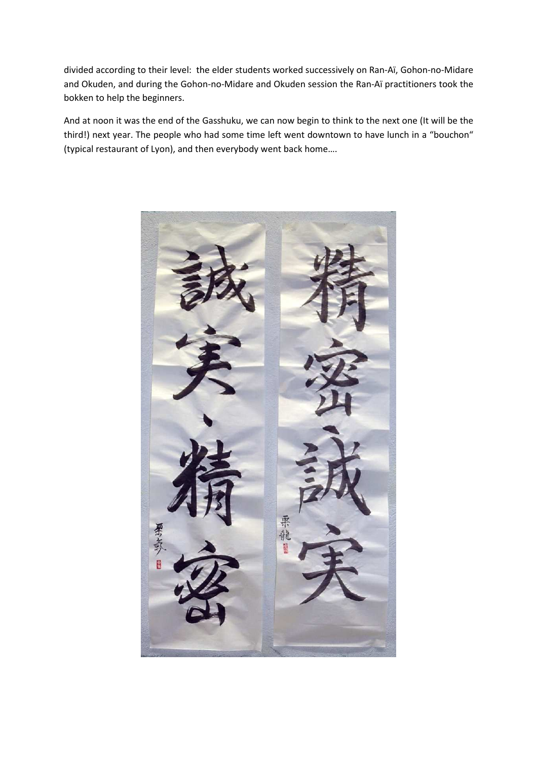divided according to their level: the elder students worked successively on Ran-Aï, Gohon-no-Midare and Okuden, and during the Gohon-no-Midare and Okuden session the Ran-Aï practitioners took the bokken to help the beginners.

And at noon it was the end of the Gasshuku, we can now begin to think to the next one (It will be the third!) next year. The people who had some time left went downtown to have lunch in a "bouchon" (typical restaurant of Lyon), and then everybody went back home….